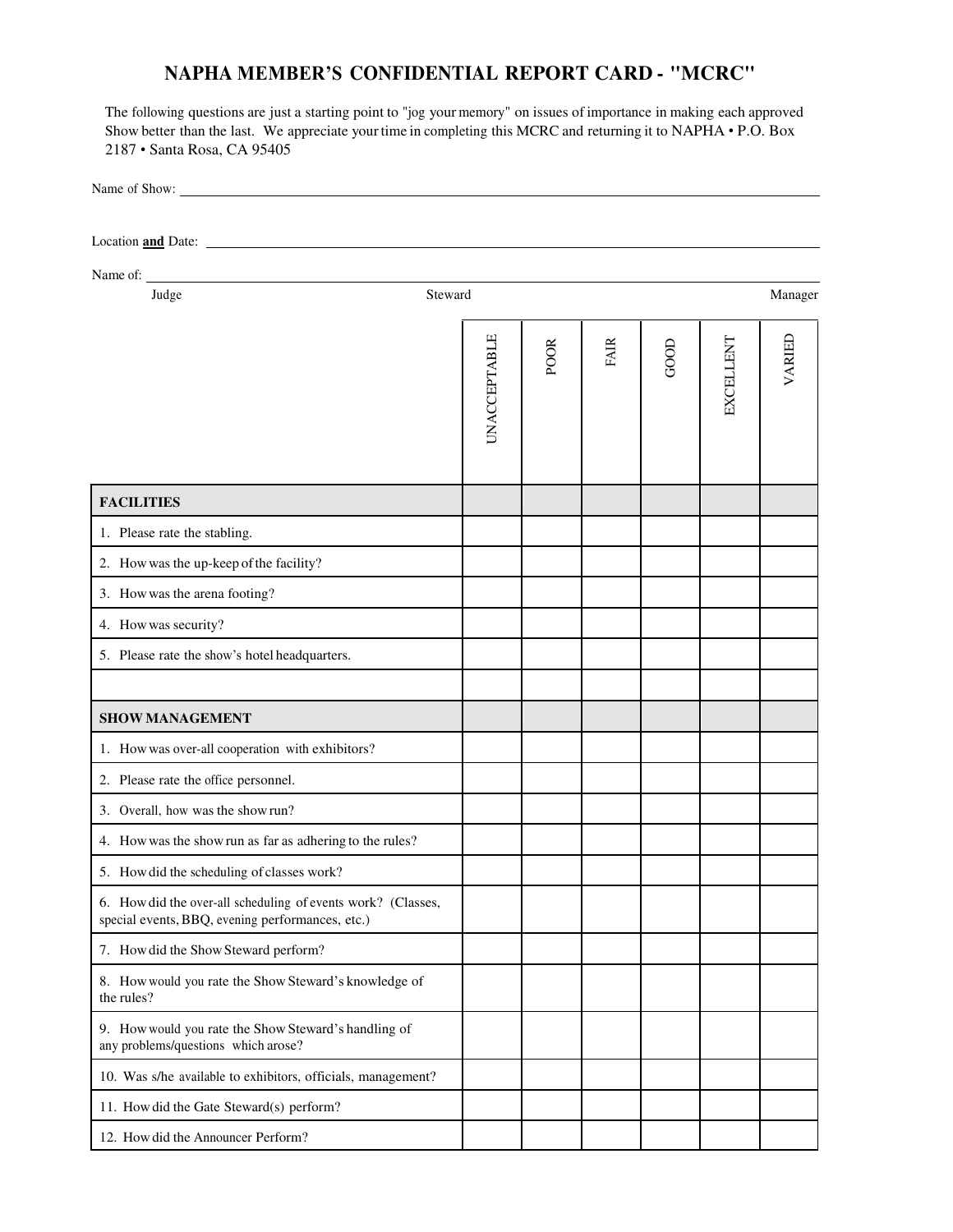# NAPHA MEMBER'S CONFIDENTIAL REPORT CARD - "MCRC"

The following questions are just a starting point to "jog your memory" on issues of importance in making each approved Show better than the last. We appreciate your time in completing this MCRC and returning it to NAPHA • P.O. Box 2187 • Santa Rosa, CA 95405

Name of Show: ______________________________

Location **and** Date: ______________________________

Name of: ______________________________

Judge Steward Manager

| | UNACCEPTABLE | POOR | FAIR | GOOD | EXCELLENT | VARIED |
|---|---|---|---|---|---|---|
| **FACILITIES** | | | | | | |
| 1. Please rate the stabling. | | | | | | |
| 2. How was the up-keep of the facility? | | | | | | |
| 3. How was the arena footing? | | | | | | |
| 4. How was security? | | | | | | |
| 5. Please rate the show's hotel headquarters. | | | | | | |
| | | | | | | |
| **SHOW MANAGEMENT** | | | | | | |
| 1. How was over-all cooperation with exhibitors? | | | | | | |
| 2. Please rate the office personnel. | | | | | | |
| 3. Overall, how was the show run? | | | | | | |
| 4. How was the show run as far as adhering to the rules? | | | | | | |
| 5. How did the scheduling of classes work? | | | | | | |
| 6. How did the over-all scheduling of events work? (Classes, special events, BBQ, evening performances, etc.) | | | | | | |
| 7. How did the Show Steward perform? | | | | | | |
| 8. How would you rate the Show Steward's knowledge of the rules? | | | | | | |
| 9. How would you rate the Show Steward's handling of any problems/questions which arose? | | | | | | |
| 10. Was s/he available to exhibitors, officials, management? | | | | | | |
| 11. How did the Gate Steward(s) perform? | | | | | | |
| 12. How did the Announcer Perform? | | | | | | |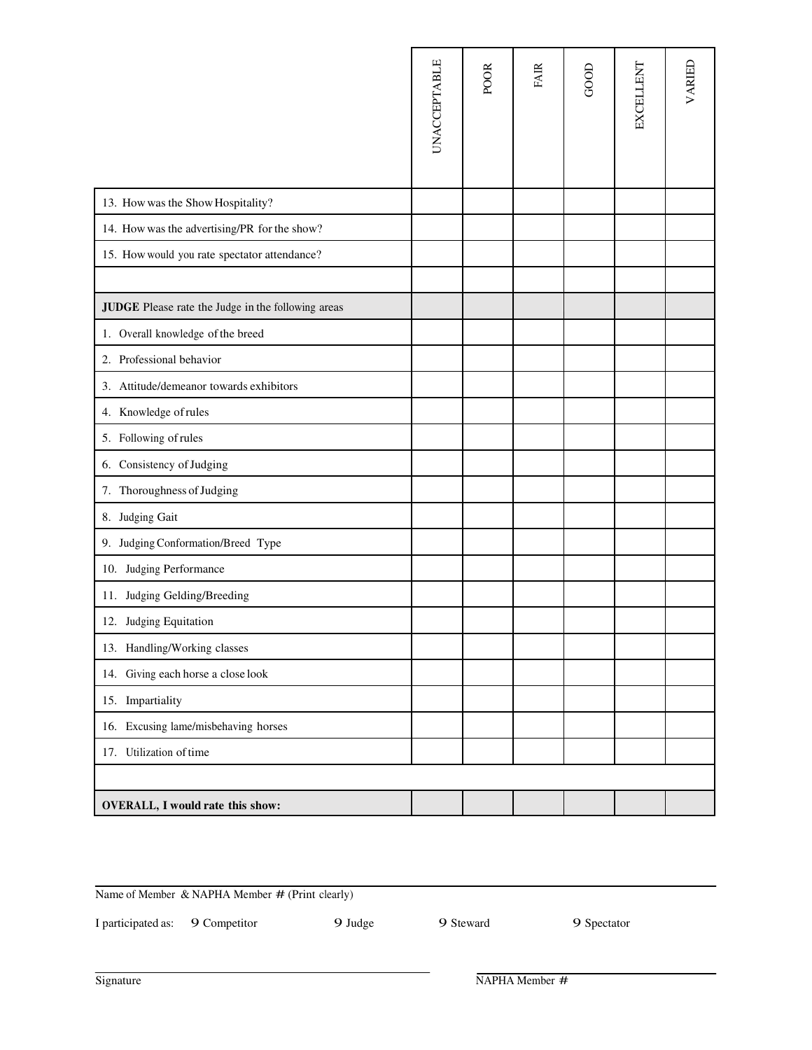| | UNACCEPTABLE | POOR | FAIR | GOOD | EXCELLENT | VARIED |
|---|---|---|---|---|---|---|
| 13. How was the Show Hospitality? | | | | | | |
| 14. How was the advertising/PR for the show? | | | | | | |
| 15. How would you rate spectator attendance? | | | | | | |
| | | | | | | |
| **JUDGE** Please rate the Judge in the following areas | | | | | | |
| 1. Overall knowledge of the breed | | | | | | |
| 2. Professional behavior | | | | | | |
| 3. Attitude/demeanor towards exhibitors | | | | | | |
| 4. Knowledge of rules | | | | | | |
| 5. Following of rules | | | | | | |
| 6. Consistency of Judging | | | | | | |
| 7. Thoroughness of Judging | | | | | | |
| 8. Judging Gait | | | | | | |
| 9. Judging Conformation/Breed Type | | | | | | |
| 10. Judging Performance | | | | | | |
| 11. Judging Gelding/Breeding | | | | | | |
| 12. Judging Equitation | | | | | | |
| 13. Handling/Working classes | | | | | | |
| 14. Giving each horse a close look | | | | | | |
| 15. Impartiality | | | | | | |
| 16. Excusing lame/misbehaving horses | | | | | | |
| 17. Utilization of time | | | | | | |
| | | | | | | |
| **OVERALL, I would rate this show:** | | | | | | |

Name of Member & NAPHA Member # (Print clearly)

I participated as: ☐ Competitor ☐ Judge ☐ Steward ☐ Spectator

Signature

NAPHA Member #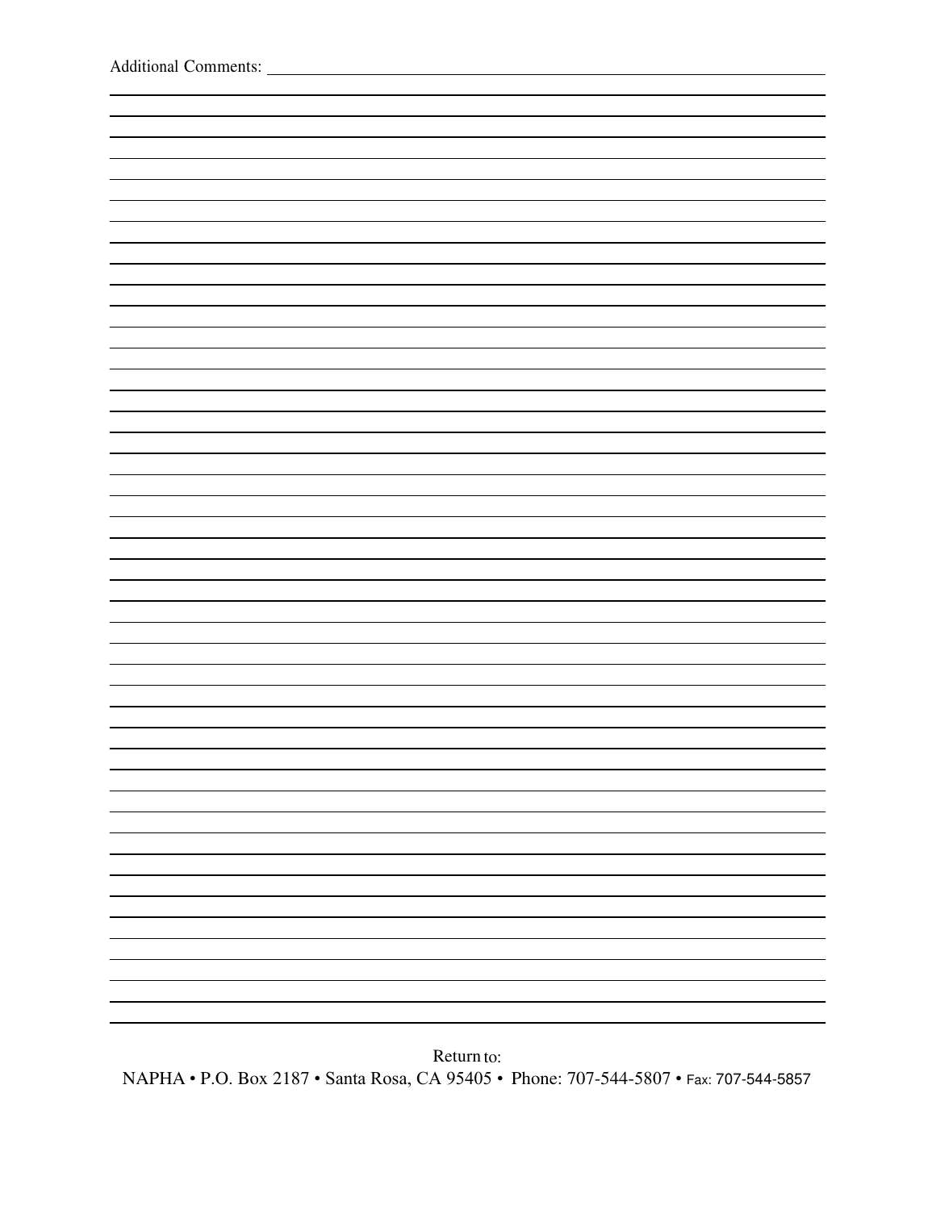Additional Comments: \_\_\_\_\_\_\_\_\_\_\_\_\_\_\_\_\_\_\_\_\_\_\_\_\_\_\_\_\_\_\_\_\_\_\_\_\_\_\_\_\_\_\_\_\_\_\_\_\_\_\_\_\_\_\_\_\_\_

Return to:

NAPHA • P.O. Box 2187 • Santa Rosa, CA 95405 • Phone: 707-544-5807 • Fax: 707-544-5857